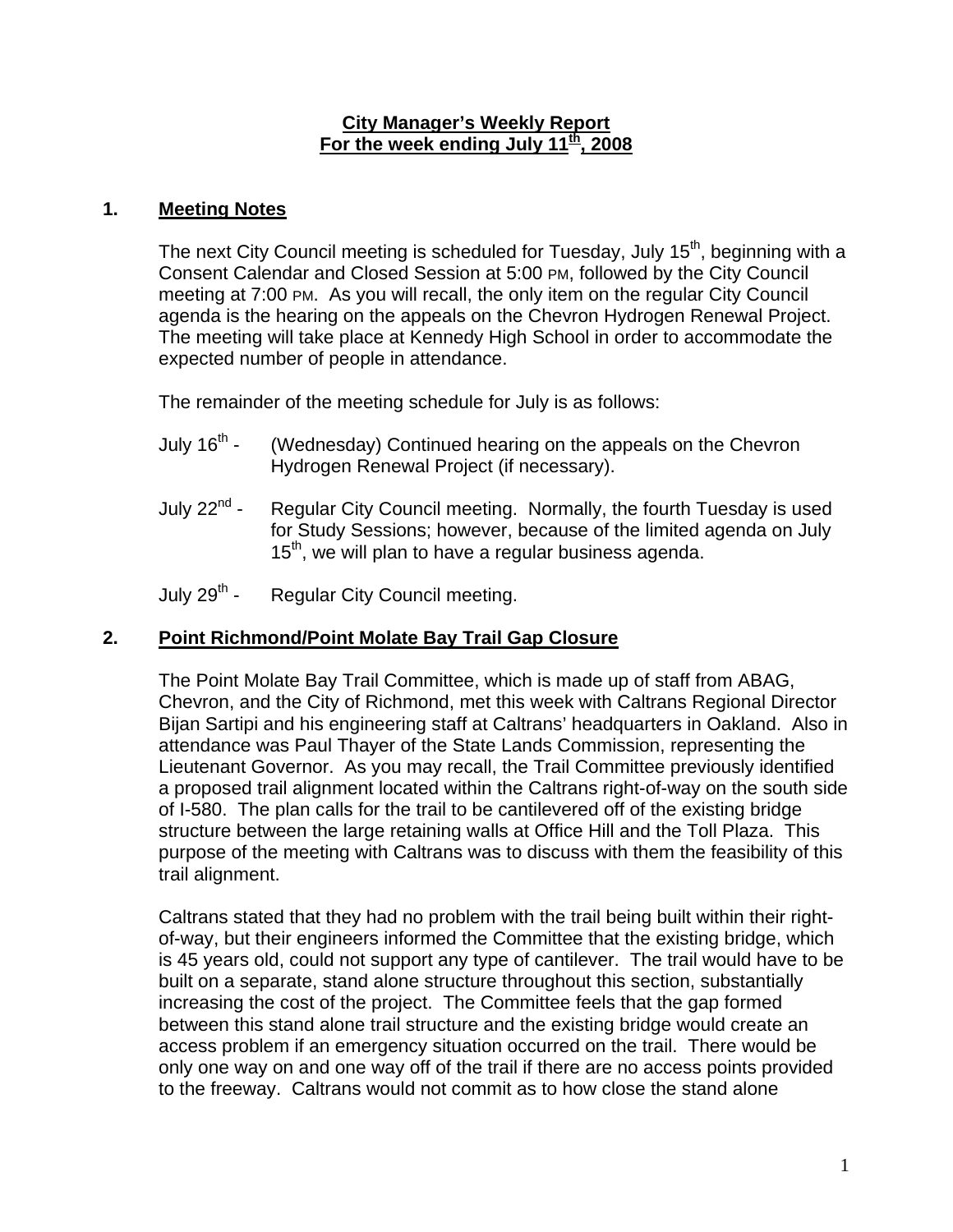**City Manager's Weekly Report**
**For the week ending July 11th, 2008**

## 1. Meeting Notes

The next City Council meeting is scheduled for Tuesday, July 15th, beginning with a Consent Calendar and Closed Session at 5:00 PM, followed by the City Council meeting at 7:00 PM. As you will recall, the only item on the regular City Council agenda is the hearing on the appeals on the Chevron Hydrogen Renewal Project. The meeting will take place at Kennedy High School in order to accommodate the expected number of people in attendance.

The remainder of the meeting schedule for July is as follows:

July 16th - (Wednesday) Continued hearing on the appeals on the Chevron Hydrogen Renewal Project (if necessary).

July 22nd - Regular City Council meeting. Normally, the fourth Tuesday is used for Study Sessions; however, because of the limited agenda on July 15th, we will plan to have a regular business agenda.

July 29th - Regular City Council meeting.

## 2. Point Richmond/Point Molate Bay Trail Gap Closure

The Point Molate Bay Trail Committee, which is made up of staff from ABAG, Chevron, and the City of Richmond, met this week with Caltrans Regional Director Bijan Sartipi and his engineering staff at Caltrans' headquarters in Oakland. Also in attendance was Paul Thayer of the State Lands Commission, representing the Lieutenant Governor. As you may recall, the Trail Committee previously identified a proposed trail alignment located within the Caltrans right-of-way on the south side of I-580. The plan calls for the trail to be cantilevered off of the existing bridge structure between the large retaining walls at Office Hill and the Toll Plaza. This purpose of the meeting with Caltrans was to discuss with them the feasibility of this trail alignment.

Caltrans stated that they had no problem with the trail being built within their right-of-way, but their engineers informed the Committee that the existing bridge, which is 45 years old, could not support any type of cantilever. The trail would have to be built on a separate, stand alone structure throughout this section, substantially increasing the cost of the project. The Committee feels that the gap formed between this stand alone trail structure and the existing bridge would create an access problem if an emergency situation occurred on the trail. There would be only one way on and one way off of the trail if there are no access points provided to the freeway. Caltrans would not commit as to how close the stand alone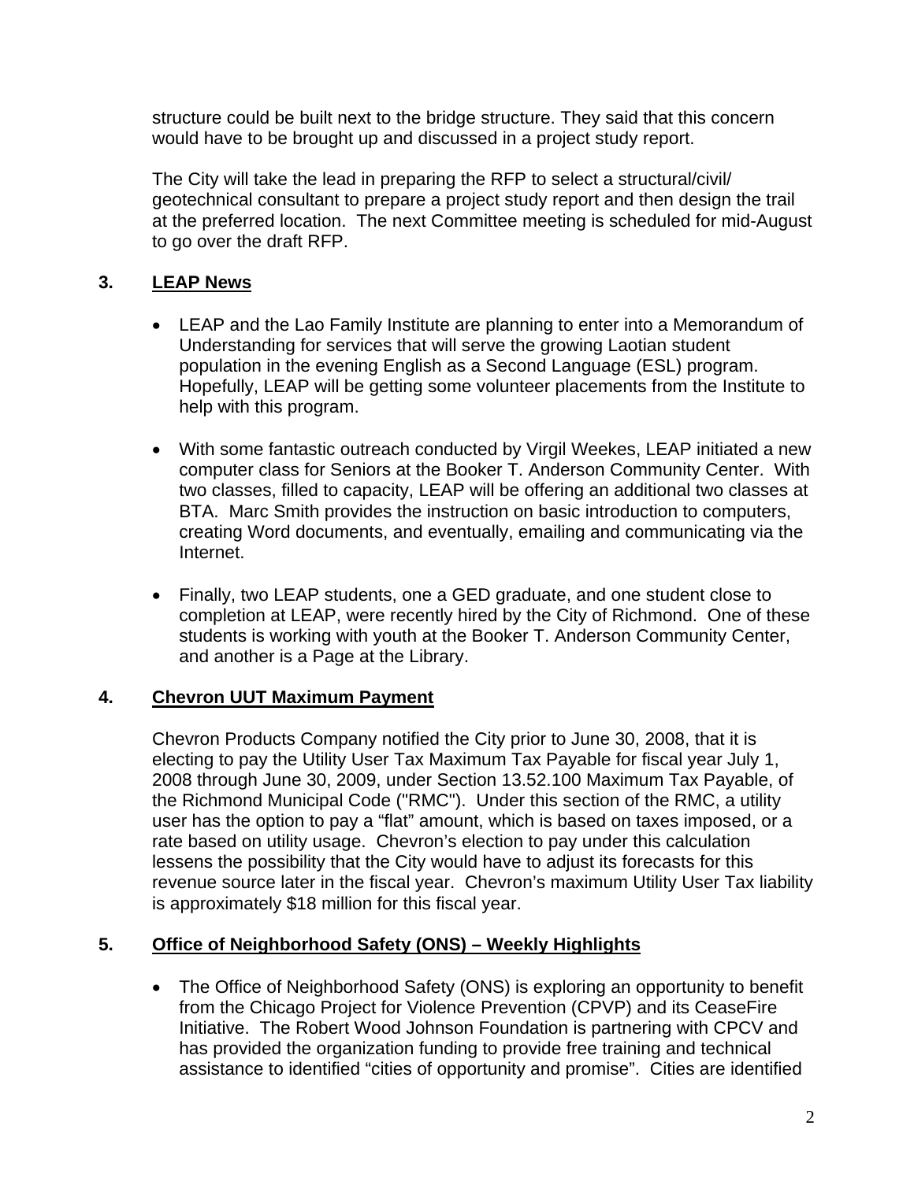structure could be built next to the bridge structure. They said that this concern would have to be brought up and discussed in a project study report.

The City will take the lead in preparing the RFP to select a structural/civil/ geotechnical consultant to prepare a project study report and then design the trail at the preferred location. The next Committee meeting is scheduled for mid-August to go over the draft RFP.

## 3. LEAP News

- LEAP and the Lao Family Institute are planning to enter into a Memorandum of Understanding for services that will serve the growing Laotian student population in the evening English as a Second Language (ESL) program. Hopefully, LEAP will be getting some volunteer placements from the Institute to help with this program.
- With some fantastic outreach conducted by Virgil Weekes, LEAP initiated a new computer class for Seniors at the Booker T. Anderson Community Center. With two classes, filled to capacity, LEAP will be offering an additional two classes at BTA. Marc Smith provides the instruction on basic introduction to computers, creating Word documents, and eventually, emailing and communicating via the Internet.
- Finally, two LEAP students, one a GED graduate, and one student close to completion at LEAP, were recently hired by the City of Richmond. One of these students is working with youth at the Booker T. Anderson Community Center, and another is a Page at the Library.

## 4. Chevron UUT Maximum Payment

Chevron Products Company notified the City prior to June 30, 2008, that it is electing to pay the Utility User Tax Maximum Tax Payable for fiscal year July 1, 2008 through June 30, 2009, under Section 13.52.100 Maximum Tax Payable, of the Richmond Municipal Code ("RMC"). Under this section of the RMC, a utility user has the option to pay a "flat" amount, which is based on taxes imposed, or a rate based on utility usage. Chevron's election to pay under this calculation lessens the possibility that the City would have to adjust its forecasts for this revenue source later in the fiscal year. Chevron's maximum Utility User Tax liability is approximately $18 million for this fiscal year.

## 5. Office of Neighborhood Safety (ONS) – Weekly Highlights

- The Office of Neighborhood Safety (ONS) is exploring an opportunity to benefit from the Chicago Project for Violence Prevention (CPVP) and its CeaseFire Initiative. The Robert Wood Johnson Foundation is partnering with CPCV and has provided the organization funding to provide free training and technical assistance to identified "cities of opportunity and promise". Cities are identified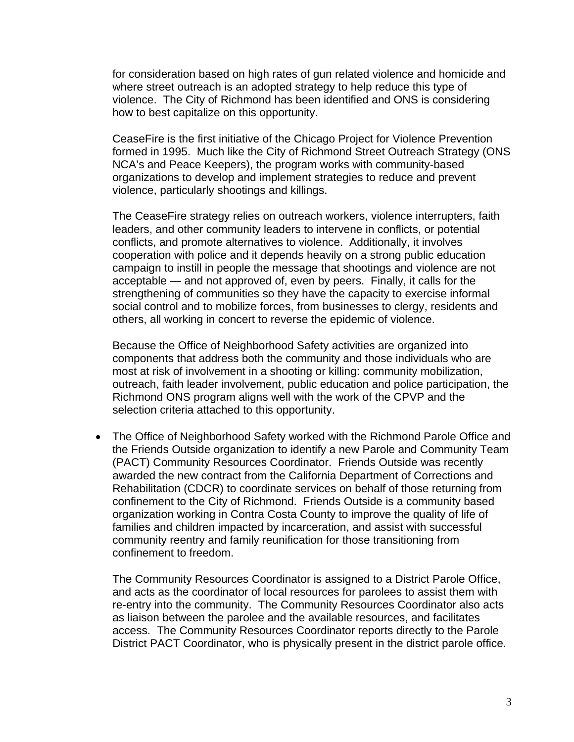for consideration based on high rates of gun related violence and homicide and where street outreach is an adopted strategy to help reduce this type of violence. The City of Richmond has been identified and ONS is considering how to best capitalize on this opportunity.

CeaseFire is the first initiative of the Chicago Project for Violence Prevention formed in 1995. Much like the City of Richmond Street Outreach Strategy (ONS NCA's and Peace Keepers), the program works with community-based organizations to develop and implement strategies to reduce and prevent violence, particularly shootings and killings.

The CeaseFire strategy relies on outreach workers, violence interrupters, faith leaders, and other community leaders to intervene in conflicts, or potential conflicts, and promote alternatives to violence. Additionally, it involves cooperation with police and it depends heavily on a strong public education campaign to instill in people the message that shootings and violence are not acceptable — and not approved of, even by peers. Finally, it calls for the strengthening of communities so they have the capacity to exercise informal social control and to mobilize forces, from businesses to clergy, residents and others, all working in concert to reverse the epidemic of violence.

Because the Office of Neighborhood Safety activities are organized into components that address both the community and those individuals who are most at risk of involvement in a shooting or killing: community mobilization, outreach, faith leader involvement, public education and police participation, the Richmond ONS program aligns well with the work of the CPVP and the selection criteria attached to this opportunity.

- The Office of Neighborhood Safety worked with the Richmond Parole Office and the Friends Outside organization to identify a new Parole and Community Team (PACT) Community Resources Coordinator. Friends Outside was recently awarded the new contract from the California Department of Corrections and Rehabilitation (CDCR) to coordinate services on behalf of those returning from confinement to the City of Richmond. Friends Outside is a community based organization working in Contra Costa County to improve the quality of life of families and children impacted by incarceration, and assist with successful community reentry and family reunification for those transitioning from confinement to freedom.

  The Community Resources Coordinator is assigned to a District Parole Office, and acts as the coordinator of local resources for parolees to assist them with re-entry into the community. The Community Resources Coordinator also acts as liaison between the parolee and the available resources, and facilitates access. The Community Resources Coordinator reports directly to the Parole District PACT Coordinator, who is physically present in the district parole office.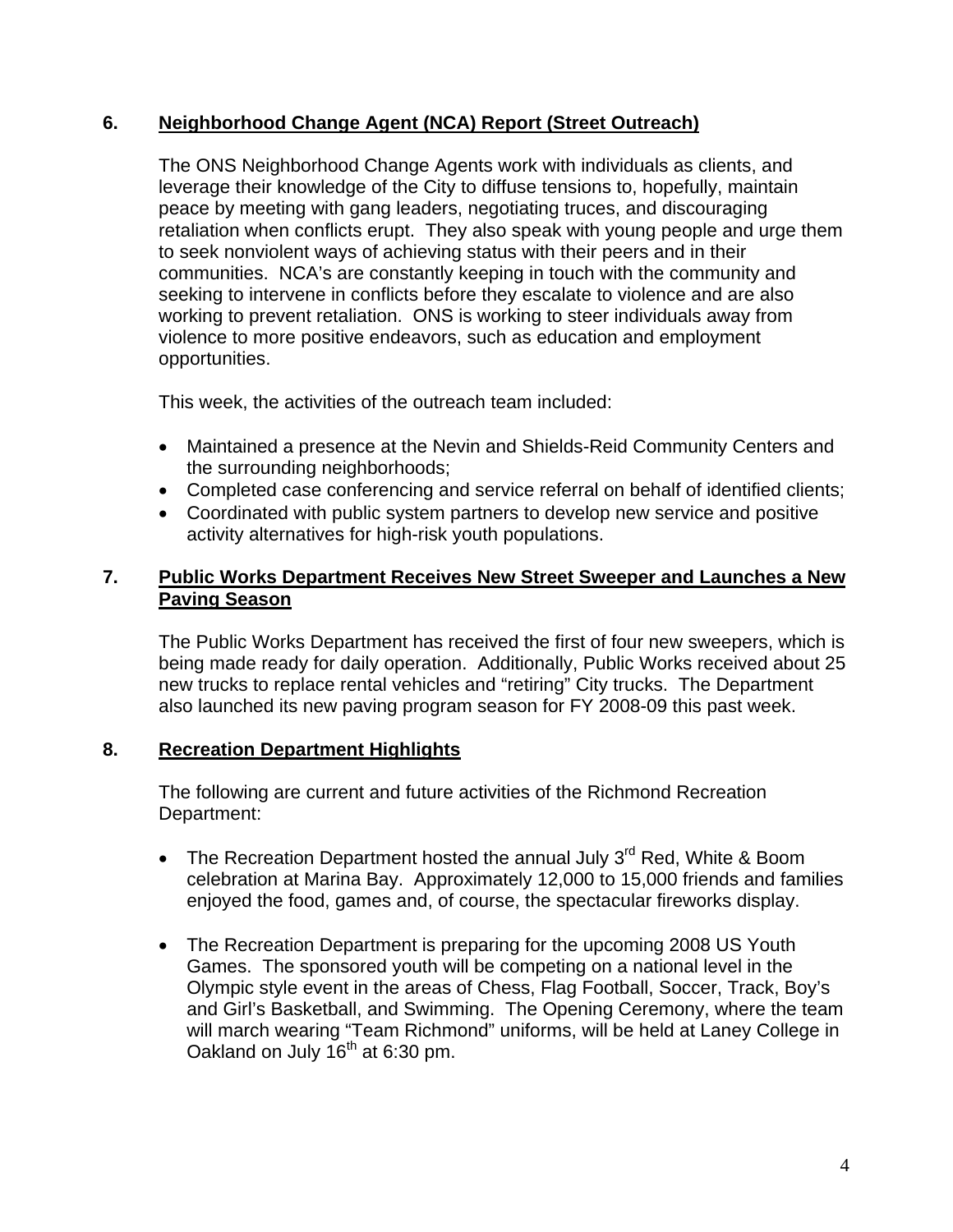## 6. **Neighborhood Change Agent (NCA) Report (Street Outreach)**

The ONS Neighborhood Change Agents work with individuals as clients, and leverage their knowledge of the City to diffuse tensions to, hopefully, maintain peace by meeting with gang leaders, negotiating truces, and discouraging retaliation when conflicts erupt. They also speak with young people and urge them to seek nonviolent ways of achieving status with their peers and in their communities. NCA's are constantly keeping in touch with the community and seeking to intervene in conflicts before they escalate to violence and are also working to prevent retaliation. ONS is working to steer individuals away from violence to more positive endeavors, such as education and employment opportunities.

This week, the activities of the outreach team included:

- Maintained a presence at the Nevin and Shields-Reid Community Centers and the surrounding neighborhoods;
- Completed case conferencing and service referral on behalf of identified clients;
- Coordinated with public system partners to develop new service and positive activity alternatives for high-risk youth populations.

## 7. **Public Works Department Receives New Street Sweeper and Launches a New Paving Season**

The Public Works Department has received the first of four new sweepers, which is being made ready for daily operation. Additionally, Public Works received about 25 new trucks to replace rental vehicles and "retiring" City trucks. The Department also launched its new paving program season for FY 2008-09 this past week.

## 8. **Recreation Department Highlights**

The following are current and future activities of the Richmond Recreation Department:

- The Recreation Department hosted the annual July 3rd Red, White & Boom celebration at Marina Bay. Approximately 12,000 to 15,000 friends and families enjoyed the food, games and, of course, the spectacular fireworks display.

- The Recreation Department is preparing for the upcoming 2008 US Youth Games. The sponsored youth will be competing on a national level in the Olympic style event in the areas of Chess, Flag Football, Soccer, Track, Boy's and Girl's Basketball, and Swimming. The Opening Ceremony, where the team will march wearing "Team Richmond" uniforms, will be held at Laney College in Oakland on July 16th at 6:30 pm.